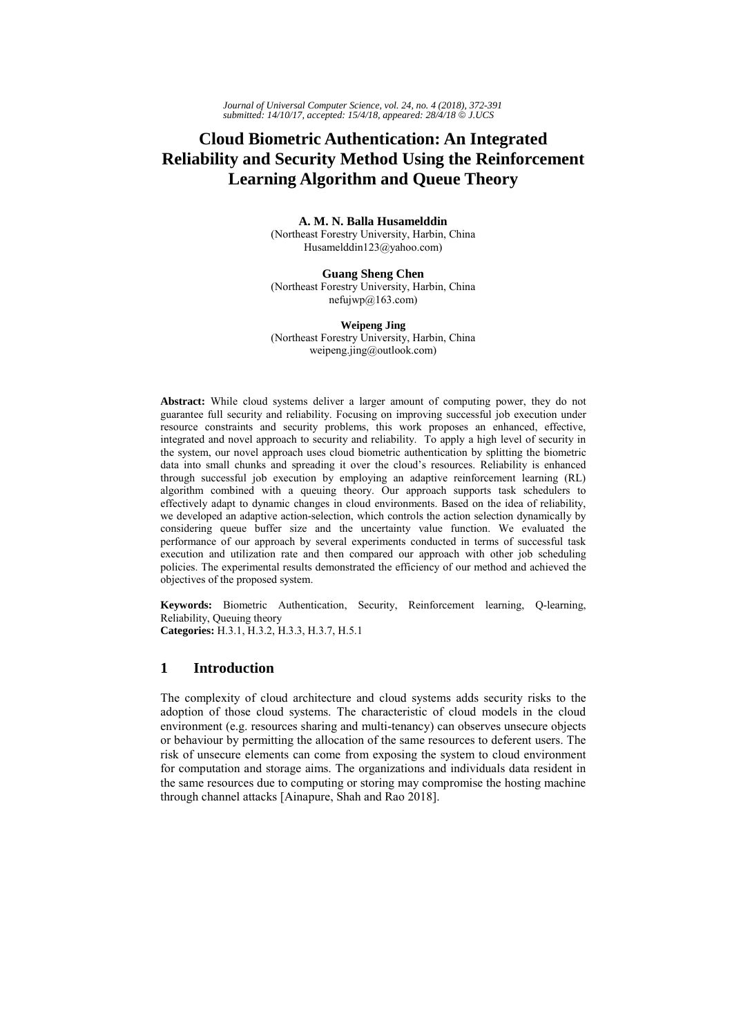# Cloud Biometric Authentication: An Integrated Reliability and Security Method Using the Reinforcement Learning Algorithm and Queue Theory

**A. M. N. Balla Husamelddin**
(Northeast Forestry University, Harbin, China
Husamelddin123@yahoo.com)

**Guang Sheng Chen**
(Northeast Forestry University, Harbin, China
nefujwp@163.com)

**Weipeng Jing**
(Northeast Forestry University, Harbin, China
weipeng.jing@outlook.com)

**Abstract:** While cloud systems deliver a larger amount of computing power, they do not guarantee full security and reliability. Focusing on improving successful job execution under resource constraints and security problems, this work proposes an enhanced, effective, integrated and novel approach to security and reliability. To apply a high level of security in the system, our novel approach uses cloud biometric authentication by splitting the biometric data into small chunks and spreading it over the cloud's resources. Reliability is enhanced through successful job execution by employing an adaptive reinforcement learning (RL) algorithm combined with a queuing theory. Our approach supports task schedulers to effectively adapt to dynamic changes in cloud environments. Based on the idea of reliability, we developed an adaptive action-selection, which controls the action selection dynamically by considering queue buffer size and the uncertainty value function. We evaluated the performance of our approach by several experiments conducted in terms of successful task execution and utilization rate and then compared our approach with other job scheduling policies. The experimental results demonstrated the efficiency of our method and achieved the objectives of the proposed system.

**Keywords:** Biometric Authentication, Security, Reinforcement learning, Q-learning, Reliability, Queuing theory
**Categories:** H.3.1, H.3.2, H.3.3, H.3.7, H.5.1

## 1 Introduction

The complexity of cloud architecture and cloud systems adds security risks to the adoption of those cloud systems. The characteristic of cloud models in the cloud environment (e.g. resources sharing and multi-tenancy) can observes unsecure objects or behaviour by permitting the allocation of the same resources to deferent users. The risk of unsecure elements can come from exposing the system to cloud environment for computation and storage aims. The organizations and individuals data resident in the same resources due to computing or storing may compromise the hosting machine through channel attacks [Ainapure, Shah and Rao 2018].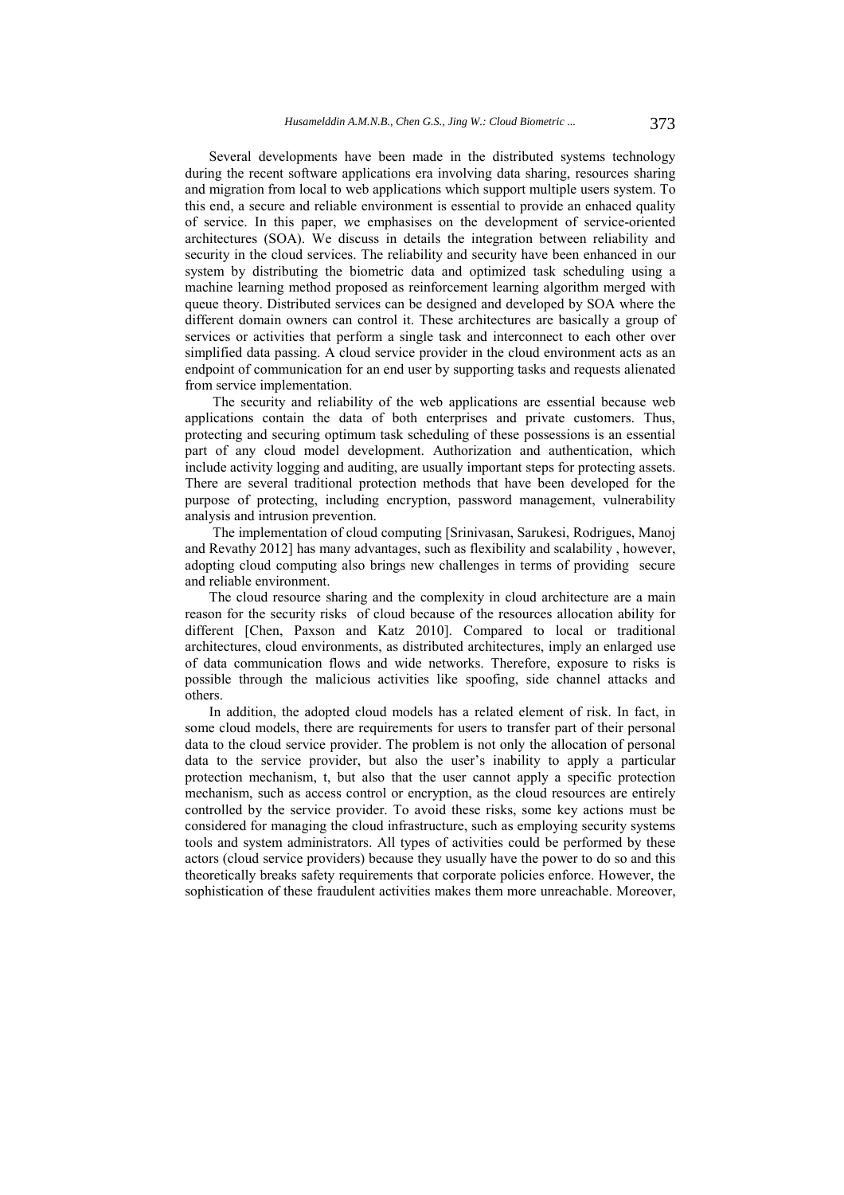Several developments have been made in the distributed systems technology during the recent software applications era involving data sharing, resources sharing and migration from local to web applications which support multiple users system. To this end, a secure and reliable environment is essential to provide an enhaced quality of service. In this paper, we emphasises on the development of service-oriented architectures (SOA). We discuss in details the integration between reliability and security in the cloud services. The reliability and security have been enhanced in our system by distributing the biometric data and optimized task scheduling using a machine learning method proposed as reinforcement learning algorithm merged with queue theory. Distributed services can be designed and developed by SOA where the different domain owners can control it. These architectures are basically a group of services or activities that perform a single task and interconnect to each other over simplified data passing. A cloud service provider in the cloud environment acts as an endpoint of communication for an end user by supporting tasks and requests alienated from service implementation.

The security and reliability of the web applications are essential because web applications contain the data of both enterprises and private customers. Thus, protecting and securing optimum task scheduling of these possessions is an essential part of any cloud model development. Authorization and authentication, which include activity logging and auditing, are usually important steps for protecting assets. There are several traditional protection methods that have been developed for the purpose of protecting, including encryption, password management, vulnerability analysis and intrusion prevention.

The implementation of cloud computing [Srinivasan, Sarukesi, Rodrigues, Manoj and Revathy 2012] has many advantages, such as flexibility and scalability , however, adopting cloud computing also brings new challenges in terms of providing secure and reliable environment.

The cloud resource sharing and the complexity in cloud architecture are a main reason for the security risks of cloud because of the resources allocation ability for different [Chen, Paxson and Katz 2010]. Compared to local or traditional architectures, cloud environments, as distributed architectures, imply an enlarged use of data communication flows and wide networks. Therefore, exposure to risks is possible through the malicious activities like spoofing, side channel attacks and others.

In addition, the adopted cloud models has a related element of risk. In fact, in some cloud models, there are requirements for users to transfer part of their personal data to the cloud service provider. The problem is not only the allocation of personal data to the service provider, but also the user's inability to apply a particular protection mechanism, t, but also that the user cannot apply a specific protection mechanism, such as access control or encryption, as the cloud resources are entirely controlled by the service provider. To avoid these risks, some key actions must be considered for managing the cloud infrastructure, such as employing security systems tools and system administrators. All types of activities could be performed by these actors (cloud service providers) because they usually have the power to do so and this theoretically breaks safety requirements that corporate policies enforce. However, the sophistication of these fraudulent activities makes them more unreachable. Moreover,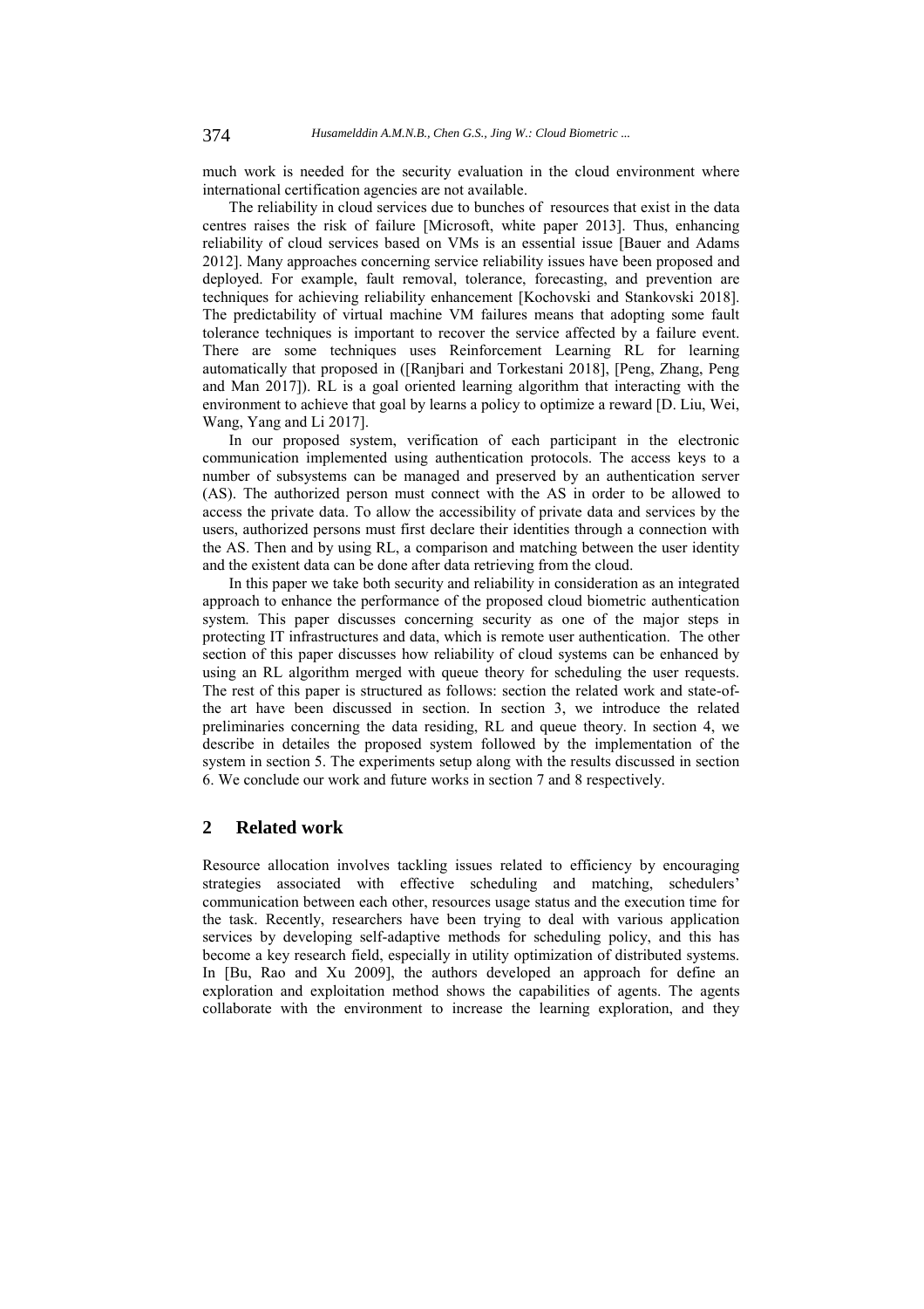much work is needed for the security evaluation in the cloud environment where international certification agencies are not available.

The reliability in cloud services due to bunches of resources that exist in the data centres raises the risk of failure [Microsoft, white paper 2013]. Thus, enhancing reliability of cloud services based on VMs is an essential issue [Bauer and Adams 2012]. Many approaches concerning service reliability issues have been proposed and deployed. For example, fault removal, tolerance, forecasting, and prevention are techniques for achieving reliability enhancement [Kochovski and Stankovski 2018]. The predictability of virtual machine VM failures means that adopting some fault tolerance techniques is important to recover the service affected by a failure event. There are some techniques uses Reinforcement Learning RL for learning automatically that proposed in ([Ranjbari and Torkestani 2018], [Peng, Zhang, Peng and Man 2017]). RL is a goal oriented learning algorithm that interacting with the environment to achieve that goal by learns a policy to optimize a reward [D. Liu, Wei, Wang, Yang and Li 2017].

In our proposed system, verification of each participant in the electronic communication implemented using authentication protocols. The access keys to a number of subsystems can be managed and preserved by an authentication server (AS). The authorized person must connect with the AS in order to be allowed to access the private data. To allow the accessibility of private data and services by the users, authorized persons must first declare their identities through a connection with the AS. Then and by using RL, a comparison and matching between the user identity and the existent data can be done after data retrieving from the cloud.

In this paper we take both security and reliability in consideration as an integrated approach to enhance the performance of the proposed cloud biometric authentication system. This paper discusses concerning security as one of the major steps in protecting IT infrastructures and data, which is remote user authentication. The other section of this paper discusses how reliability of cloud systems can be enhanced by using an RL algorithm merged with queue theory for scheduling the user requests. The rest of this paper is structured as follows: section the related work and state-of-the art have been discussed in section. In section 3, we introduce the related preliminaries concerning the data residing, RL and queue theory. In section 4, we describe in detailes the proposed system followed by the implementation of the system in section 5. The experiments setup along with the results discussed in section 6. We conclude our work and future works in section 7 and 8 respectively.

## 2 Related work

Resource allocation involves tackling issues related to efficiency by encouraging strategies associated with effective scheduling and matching, schedulers' communication between each other, resources usage status and the execution time for the task. Recently, researchers have been trying to deal with various application services by developing self-adaptive methods for scheduling policy, and this has become a key research field, especially in utility optimization of distributed systems. In [Bu, Rao and Xu 2009], the authors developed an approach for define an exploration and exploitation method shows the capabilities of agents. The agents collaborate with the environment to increase the learning exploration, and they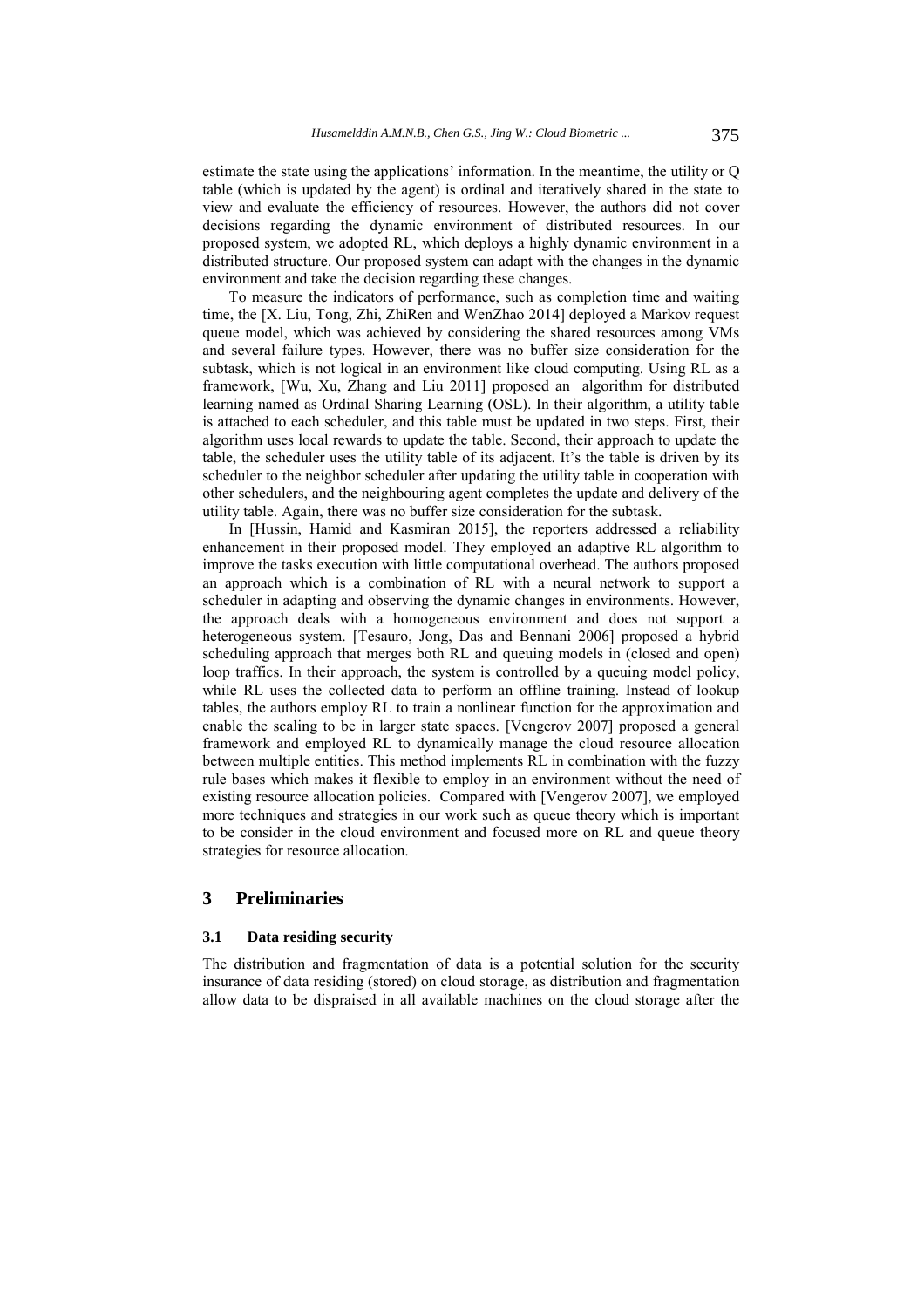estimate the state using the applications' information. In the meantime, the utility or Q table (which is updated by the agent) is ordinal and iteratively shared in the state to view and evaluate the efficiency of resources. However, the authors did not cover decisions regarding the dynamic environment of distributed resources. In our proposed system, we adopted RL, which deploys a highly dynamic environment in a distributed structure. Our proposed system can adapt with the changes in the dynamic environment and take the decision regarding these changes.

To measure the indicators of performance, such as completion time and waiting time, the [X. Liu, Tong, Zhi, ZhiRen and WenZhao 2014] deployed a Markov request queue model, which was achieved by considering the shared resources among VMs and several failure types. However, there was no buffer size consideration for the subtask, which is not logical in an environment like cloud computing. Using RL as a framework, [Wu, Xu, Zhang and Liu 2011] proposed an algorithm for distributed learning named as Ordinal Sharing Learning (OSL). In their algorithm, a utility table is attached to each scheduler, and this table must be updated in two steps. First, their algorithm uses local rewards to update the table. Second, their approach to update the table, the scheduler uses the utility table of its adjacent. It's the table is driven by its scheduler to the neighbor scheduler after updating the utility table in cooperation with other schedulers, and the neighbouring agent completes the update and delivery of the utility table. Again, there was no buffer size consideration for the subtask.

In [Hussin, Hamid and Kasmiran 2015], the reporters addressed a reliability enhancement in their proposed model. They employed an adaptive RL algorithm to improve the tasks execution with little computational overhead. The authors proposed an approach which is a combination of RL with a neural network to support a scheduler in adapting and observing the dynamic changes in environments. However, the approach deals with a homogeneous environment and does not support a heterogeneous system. [Tesauro, Jong, Das and Bennani 2006] proposed a hybrid scheduling approach that merges both RL and queuing models in (closed and open) loop traffics. In their approach, the system is controlled by a queuing model policy, while RL uses the collected data to perform an offline training. Instead of lookup tables, the authors employ RL to train a nonlinear function for the approximation and enable the scaling to be in larger state spaces. [Vengerov 2007] proposed a general framework and employed RL to dynamically manage the cloud resource allocation between multiple entities. This method implements RL in combination with the fuzzy rule bases which makes it flexible to employ in an environment without the need of existing resource allocation policies. Compared with [Vengerov 2007], we employed more techniques and strategies in our work such as queue theory which is important to be consider in the cloud environment and focused more on RL and queue theory strategies for resource allocation.

## 3 Preliminaries

### 3.1 Data residing security

The distribution and fragmentation of data is a potential solution for the security insurance of data residing (stored) on cloud storage, as distribution and fragmentation allow data to be dispraised in all available machines on the cloud storage after the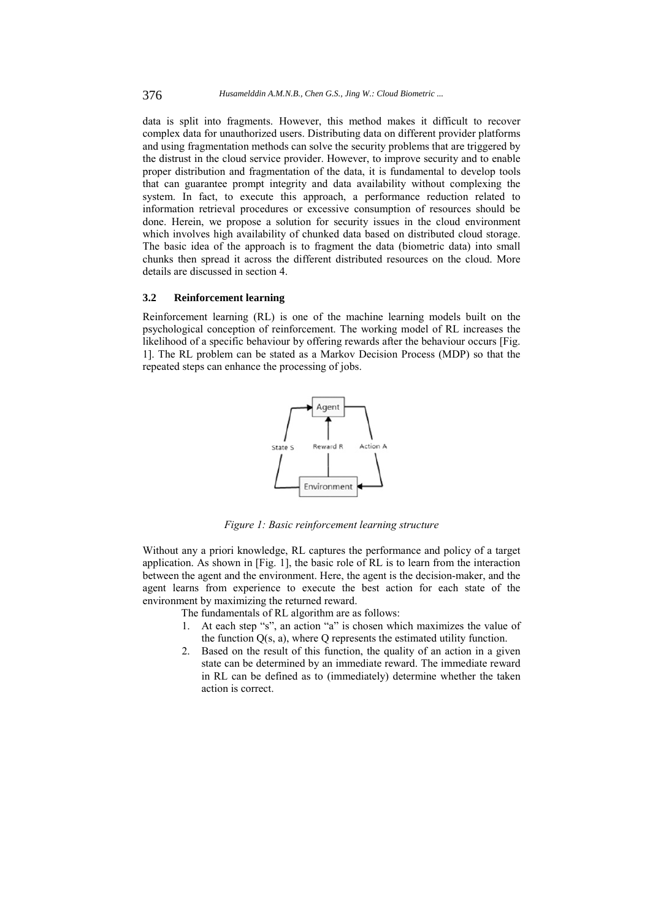data is split into fragments. However, this method makes it difficult to recover complex data for unauthorized users. Distributing data on different provider platforms and using fragmentation methods can solve the security problems that are triggered by the distrust in the cloud service provider. However, to improve security and to enable proper distribution and fragmentation of the data, it is fundamental to develop tools that can guarantee prompt integrity and data availability without complexing the system. In fact, to execute this approach, a performance reduction related to information retrieval procedures or excessive consumption of resources should be done. Herein, we propose a solution for security issues in the cloud environment which involves high availability of chunked data based on distributed cloud storage. The basic idea of the approach is to fragment the data (biometric data) into small chunks then spread it across the different distributed resources on the cloud. More details are discussed in section 4.

### 3.2 Reinforcement learning

Reinforcement learning (RL) is one of the machine learning models built on the psychological conception of reinforcement. The working model of RL increases the likelihood of a specific behaviour by offering rewards after the behaviour occurs [Fig. 1]. The RL problem can be stated as a Markov Decision Process (MDP) so that the repeated steps can enhance the processing of jobs.

*Figure 1: Basic reinforcement learning structure*

Without any a priori knowledge, RL captures the performance and policy of a target application. As shown in [Fig. 1], the basic role of RL is to learn from the interaction between the agent and the environment. Here, the agent is the decision-maker, and the agent learns from experience to execute the best action for each state of the environment by maximizing the returned reward.

The fundamentals of RL algorithm are as follows:

1. At each step "s", an action "a" is chosen which maximizes the value of the function Q(s, a), where Q represents the estimated utility function.
2. Based on the result of this function, the quality of an action in a given state can be determined by an immediate reward. The immediate reward in RL can be defined as to (immediately) determine whether the taken action is correct.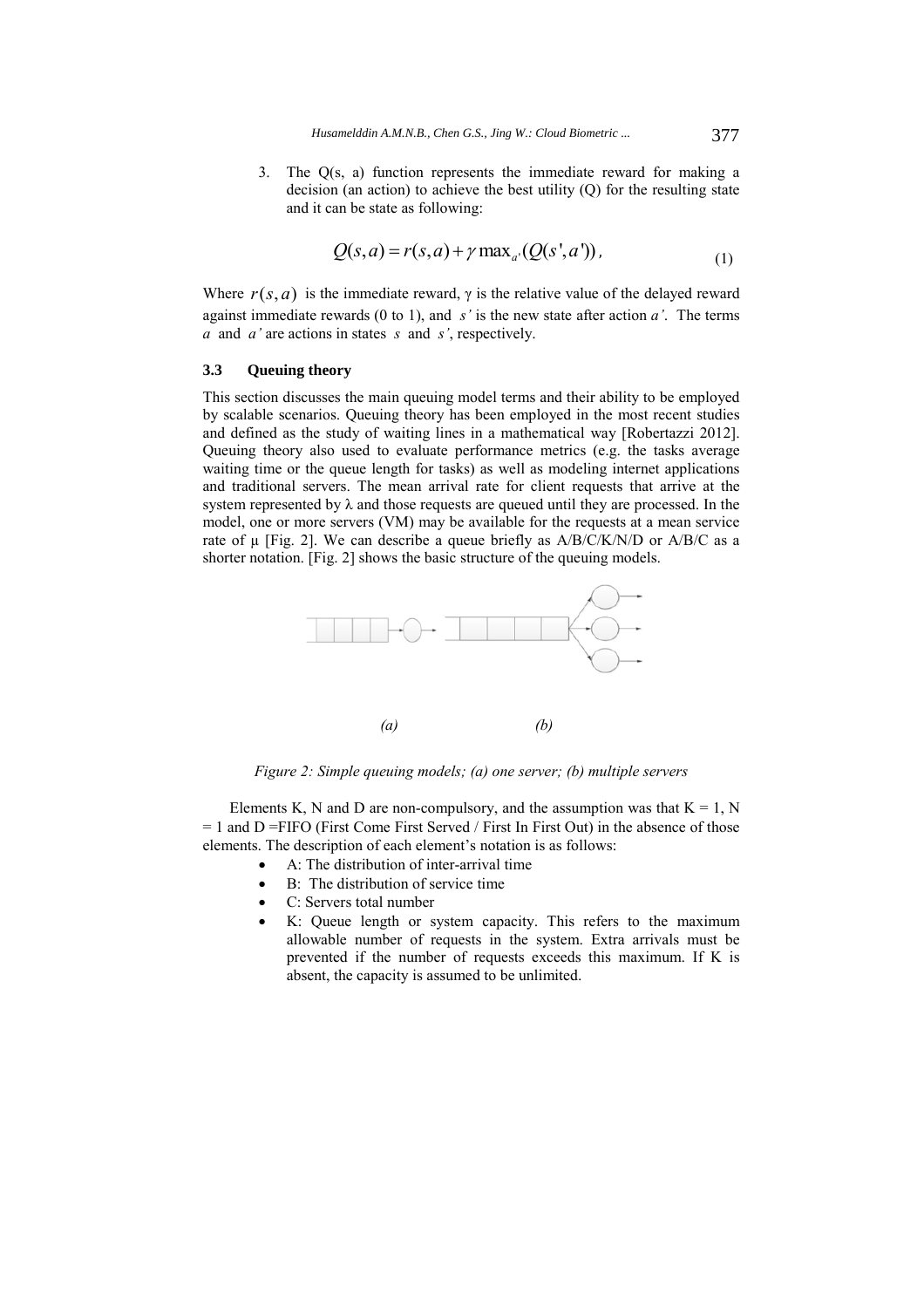3. The Q(s, a) function represents the immediate reward for making a decision (an action) to achieve the best utility (Q) for the resulting state and it can be state as following:

$$Q(s,a) = r(s,a) + \gamma \max_{a'}(Q(s',a')), \tag{1}$$

Where $r(s,a)$ is the immediate reward, γ is the relative value of the delayed reward against immediate rewards (0 to 1), and *s'* is the new state after action *a'*. The terms *a* and *a'* are actions in states *s* and *s'*, respectively.

### 3.3 Queuing theory

This section discusses the main queuing model terms and their ability to be employed by scalable scenarios. Queuing theory has been employed in the most recent studies and defined as the study of waiting lines in a mathematical way [Robertazzi 2012]. Queuing theory also used to evaluate performance metrics (e.g. the tasks average waiting time or the queue length for tasks) as well as modeling internet applications and traditional servers. The mean arrival rate for client requests that arrive at the system represented by λ and those requests are queued until they are processed. In the model, one or more servers (VM) may be available for the requests at a mean service rate of μ [Fig. 2]. We can describe a queue briefly as A/B/C/K/N/D or A/B/C as a shorter notation. [Fig. 2] shows the basic structure of the queuing models.

*(a)* *(b)*

*Figure 2: Simple queuing models; (a) one server; (b) multiple servers*

Elements K, N and D are non-compulsory, and the assumption was that K = 1, N = 1 and D =FIFO (First Come First Served / First In First Out) in the absence of those elements. The description of each element's notation is as follows:

- A: The distribution of inter-arrival time
- B: The distribution of service time
- C: Servers total number
- K: Queue length or system capacity. This refers to the maximum allowable number of requests in the system. Extra arrivals must be prevented if the number of requests exceeds this maximum. If K is absent, the capacity is assumed to be unlimited.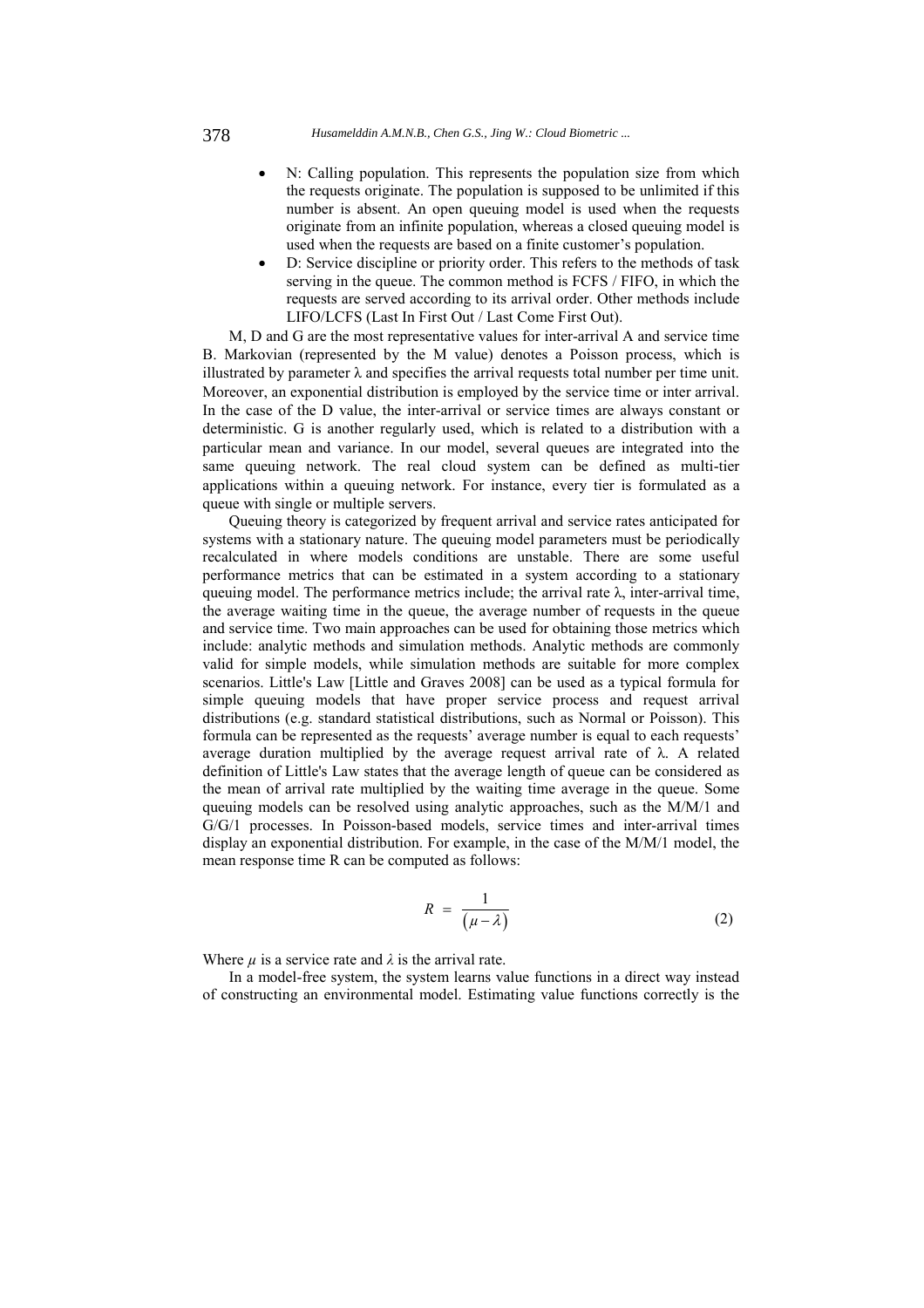- N: Calling population. This represents the population size from which the requests originate. The population is supposed to be unlimited if this number is absent. An open queuing model is used when the requests originate from an infinite population, whereas a closed queuing model is used when the requests are based on a finite customer's population.
- D: Service discipline or priority order. This refers to the methods of task serving in the queue. The common method is FCFS / FIFO, in which the requests are served according to its arrival order. Other methods include LIFO/LCFS (Last In First Out / Last Come First Out).

M, D and G are the most representative values for inter-arrival A and service time B. Markovian (represented by the M value) denotes a Poisson process, which is illustrated by parameter λ and specifies the arrival requests total number per time unit. Moreover, an exponential distribution is employed by the service time or inter arrival. In the case of the D value, the inter-arrival or service times are always constant or deterministic. G is another regularly used, which is related to a distribution with a particular mean and variance. In our model, several queues are integrated into the same queuing network. The real cloud system can be defined as multi-tier applications within a queuing network. For instance, every tier is formulated as a queue with single or multiple servers.

Queuing theory is categorized by frequent arrival and service rates anticipated for systems with a stationary nature. The queuing model parameters must be periodically recalculated in where models conditions are unstable. There are some useful performance metrics that can be estimated in a system according to a stationary queuing model. The performance metrics include; the arrival rate λ, inter-arrival time, the average waiting time in the queue, the average number of requests in the queue and service time. Two main approaches can be used for obtaining those metrics which include: analytic methods and simulation methods. Analytic methods are commonly valid for simple models, while simulation methods are suitable for more complex scenarios. Little's Law [Little and Graves 2008] can be used as a typical formula for simple queuing models that have proper service process and request arrival distributions (e.g. standard statistical distributions, such as Normal or Poisson). This formula can be represented as the requests' average number is equal to each requests' average duration multiplied by the average request arrival rate of λ. A related definition of Little's Law states that the average length of queue can be considered as the mean of arrival rate multiplied by the waiting time average in the queue. Some queuing models can be resolved using analytic approaches, such as the M/M/1 and G/G/1 processes. In Poisson-based models, service times and inter-arrival times display an exponential distribution. For example, in the case of the M/M/1 model, the mean response time R can be computed as follows:

$$R = \frac{1}{(\mu - \lambda)} \tag{2}$$

Where $\mu$ is a service rate and $\lambda$ is the arrival rate.

In a model-free system, the system learns value functions in a direct way instead of constructing an environmental model. Estimating value functions correctly is the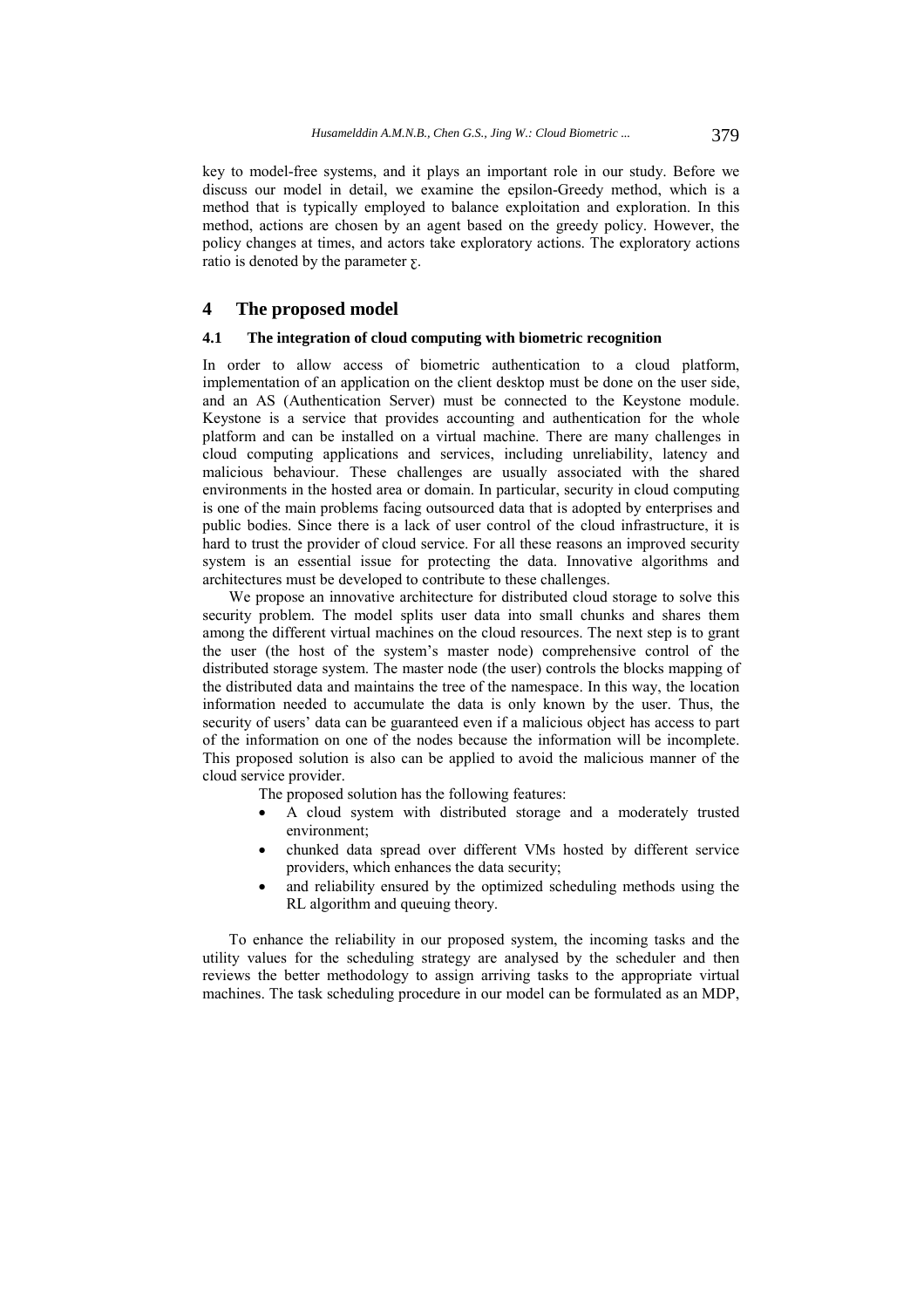key to model-free systems, and it plays an important role in our study. Before we discuss our model in detail, we examine the epsilon-Greedy method, which is a method that is typically employed to balance exploitation and exploration. In this method, actions are chosen by an agent based on the greedy policy. However, the policy changes at times, and actors take exploratory actions. The exploratory actions ratio is denoted by the parameter ꜫ.

## 4 The proposed model

### 4.1 The integration of cloud computing with biometric recognition

In order to allow access of biometric authentication to a cloud platform, implementation of an application on the client desktop must be done on the user side, and an AS (Authentication Server) must be connected to the Keystone module. Keystone is a service that provides accounting and authentication for the whole platform and can be installed on a virtual machine. There are many challenges in cloud computing applications and services, including unreliability, latency and malicious behaviour. These challenges are usually associated with the shared environments in the hosted area or domain. In particular, security in cloud computing is one of the main problems facing outsourced data that is adopted by enterprises and public bodies. Since there is a lack of user control of the cloud infrastructure, it is hard to trust the provider of cloud service. For all these reasons an improved security system is an essential issue for protecting the data. Innovative algorithms and architectures must be developed to contribute to these challenges.

We propose an innovative architecture for distributed cloud storage to solve this security problem. The model splits user data into small chunks and shares them among the different virtual machines on the cloud resources. The next step is to grant the user (the host of the system's master node) comprehensive control of the distributed storage system. The master node (the user) controls the blocks mapping of the distributed data and maintains the tree of the namespace. In this way, the location information needed to accumulate the data is only known by the user. Thus, the security of users' data can be guaranteed even if a malicious object has access to part of the information on one of the nodes because the information will be incomplete. This proposed solution is also can be applied to avoid the malicious manner of the cloud service provider.

The proposed solution has the following features:

- A cloud system with distributed storage and a moderately trusted environment;
- chunked data spread over different VMs hosted by different service providers, which enhances the data security;
- and reliability ensured by the optimized scheduling methods using the RL algorithm and queuing theory.

To enhance the reliability in our proposed system, the incoming tasks and the utility values for the scheduling strategy are analysed by the scheduler and then reviews the better methodology to assign arriving tasks to the appropriate virtual machines. The task scheduling procedure in our model can be formulated as an MDP,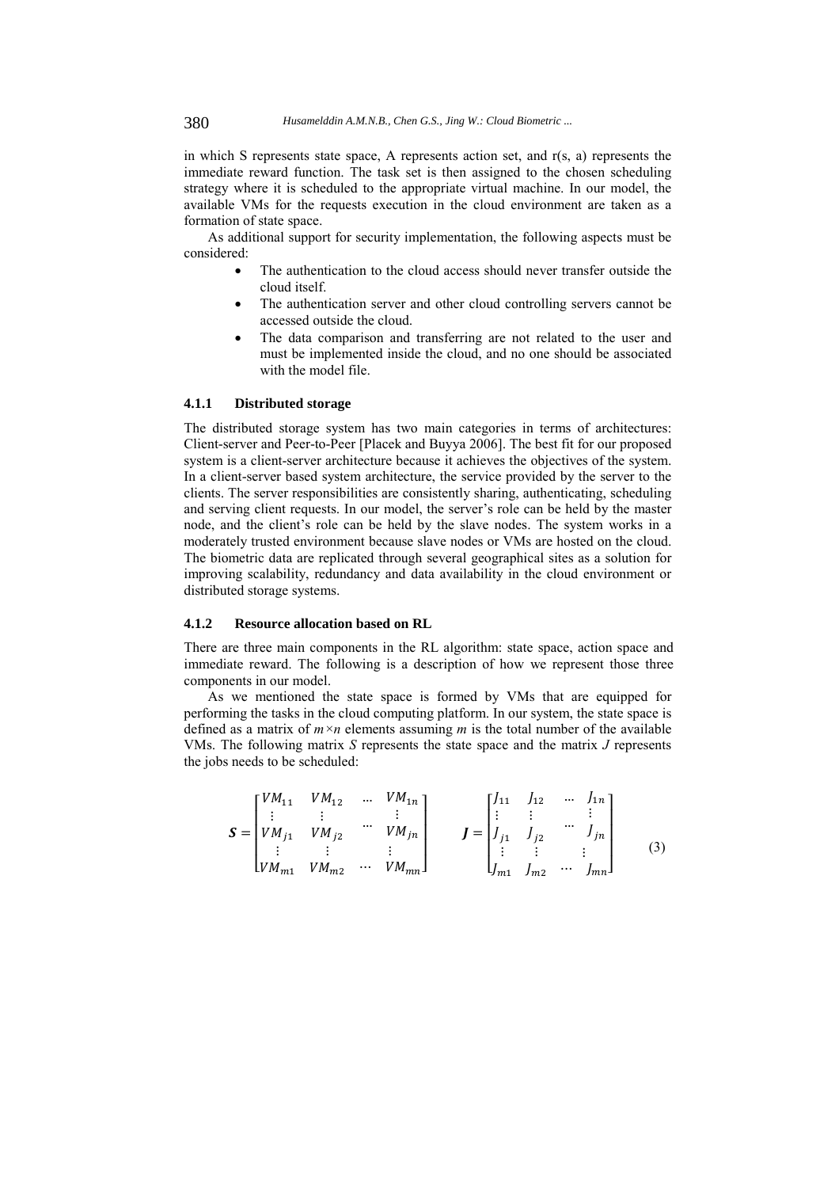in which S represents state space, A represents action set, and r(s, a) represents the immediate reward function. The task set is then assigned to the chosen scheduling strategy where it is scheduled to the appropriate virtual machine. In our model, the available VMs for the requests execution in the cloud environment are taken as a formation of state space.

As additional support for security implementation, the following aspects must be considered:

- The authentication to the cloud access should never transfer outside the cloud itself.
- The authentication server and other cloud controlling servers cannot be accessed outside the cloud.
- The data comparison and transferring are not related to the user and must be implemented inside the cloud, and no one should be associated with the model file.

#### 4.1.1 Distributed storage

The distributed storage system has two main categories in terms of architectures: Client-server and Peer-to-Peer [Placek and Buyya 2006]. The best fit for our proposed system is a client-server architecture because it achieves the objectives of the system. In a client-server based system architecture, the service provided by the server to the clients. The server responsibilities are consistently sharing, authenticating, scheduling and serving client requests. In our model, the server's role can be held by the master node, and the client's role can be held by the slave nodes. The system works in a moderately trusted environment because slave nodes or VMs are hosted on the cloud. The biometric data are replicated through several geographical sites as a solution for improving scalability, redundancy and data availability in the cloud environment or distributed storage systems.

#### 4.1.2 Resource allocation based on RL

There are three main components in the RL algorithm: state space, action space and immediate reward. The following is a description of how we represent those three components in our model.

As we mentioned the state space is formed by VMs that are equipped for performing the tasks in the cloud computing platform. In our system, the state space is defined as a matrix of $m \times n$ elements assuming $m$ is the total number of the available VMs. The following matrix $S$ represents the state space and the matrix $J$ represents the jobs needs to be scheduled:

$$
\boldsymbol{S} = \begin{bmatrix} VM_{11} & VM_{12} & \cdots & VM_{1n} \\ \vdots & \vdots & \cdots & \vdots \\ VM_{j1} & VM_{j2} & & VM_{jn} \\ \vdots & \vdots & & \vdots \\ VM_{m1} & VM_{m2} & \cdots & VM_{mn} \end{bmatrix} \qquad \boldsymbol{J} = \begin{bmatrix} J_{11} & J_{12} & \cdots & J_{1n} \\ \vdots & \vdots & \cdots & \vdots \\ J_{j1} & J_{j2} & & J_{jn} \\ \vdots & \vdots & & \vdots \\ J_{m1} & J_{m2} & \cdots & J_{mn} \end{bmatrix} \tag{3}
$$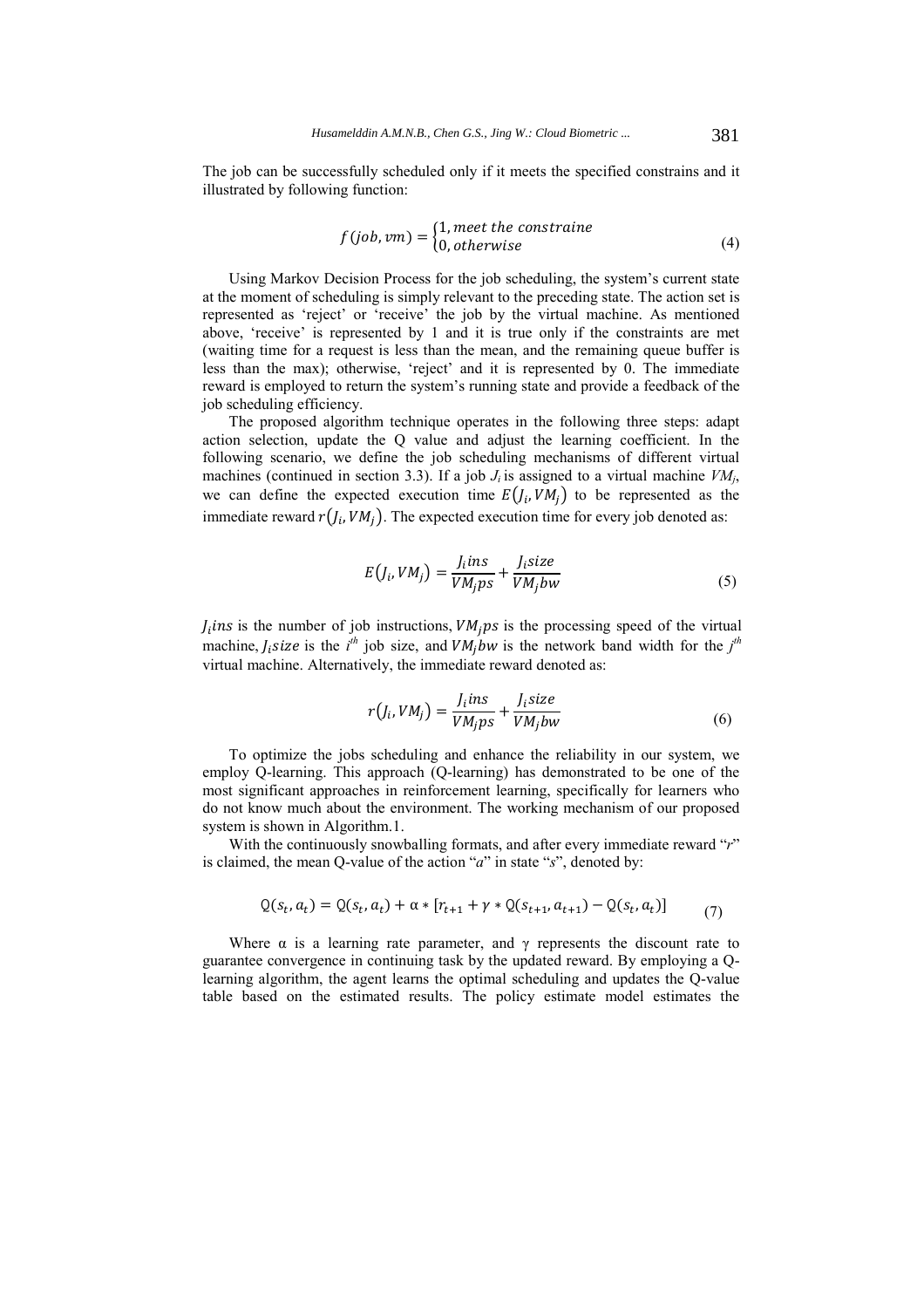The job can be successfully scheduled only if it meets the specified constrains and it illustrated by following function:

$$f(job, vm) = \begin{cases} 1, meet\ the\ constraine \\ 0, otherwise \end{cases} \quad (4)$$

Using Markov Decision Process for the job scheduling, the system's current state at the moment of scheduling is simply relevant to the preceding state. The action set is represented as 'reject' or 'receive' the job by the virtual machine. As mentioned above, 'receive' is represented by 1 and it is true only if the constraints are met (waiting time for a request is less than the mean, and the remaining queue buffer is less than the max); otherwise, 'reject' and it is represented by 0. The immediate reward is employed to return the system's running state and provide a feedback of the job scheduling efficiency.

The proposed algorithm technique operates in the following three steps: adapt action selection, update the Q value and adjust the learning coefficient. In the following scenario, we define the job scheduling mechanisms of different virtual machines (continued in section 3.3). If a job $J_i$ is assigned to a virtual machine $VM_j$, we can define the expected execution time $E(J_i, VM_j)$ to be represented as the immediate reward $r(J_i, VM_j)$. The expected execution time for every job denoted as:

$$E(J_i, VM_j) = \frac{J_i ins}{VM_j ps} + \frac{J_i size}{VM_j bw} \quad (5)$$

$J_i ins$ is the number of job instructions, $VM_j ps$ is the processing speed of the virtual machine, $J_i size$ is the $i^{th}$ job size, and $VM_j bw$ is the network band width for the $j^{th}$ virtual machine. Alternatively, the immediate reward denoted as:

$$r(J_i, VM_j) = \frac{J_i ins}{VM_j ps} + \frac{J_i size}{VM_j bw} \quad (6)$$

To optimize the jobs scheduling and enhance the reliability in our system, we employ Q-learning. This approach (Q-learning) has demonstrated to be one of the most significant approaches in reinforcement learning, specifically for learners who do not know much about the environment. The working mechanism of our proposed system is shown in Algorithm.1.

With the continuously snowballing formats, and after every immediate reward "*r*" is claimed, the mean Q-value of the action "*a*" in state "*s*", denoted by:

$$Q(s_t, a_t) = Q(s_t, a_t) + \alpha * [r_{t+1} + \gamma * Q(s_{t+1}, a_{t+1}) - Q(s_t, a_t)] \quad (7)$$

Where $\alpha$ is a learning rate parameter, and $\gamma$ represents the discount rate to guarantee convergence in continuing task by the updated reward. By employing a Q-learning algorithm, the agent learns the optimal scheduling and updates the Q-value table based on the estimated results. The policy estimate model estimates the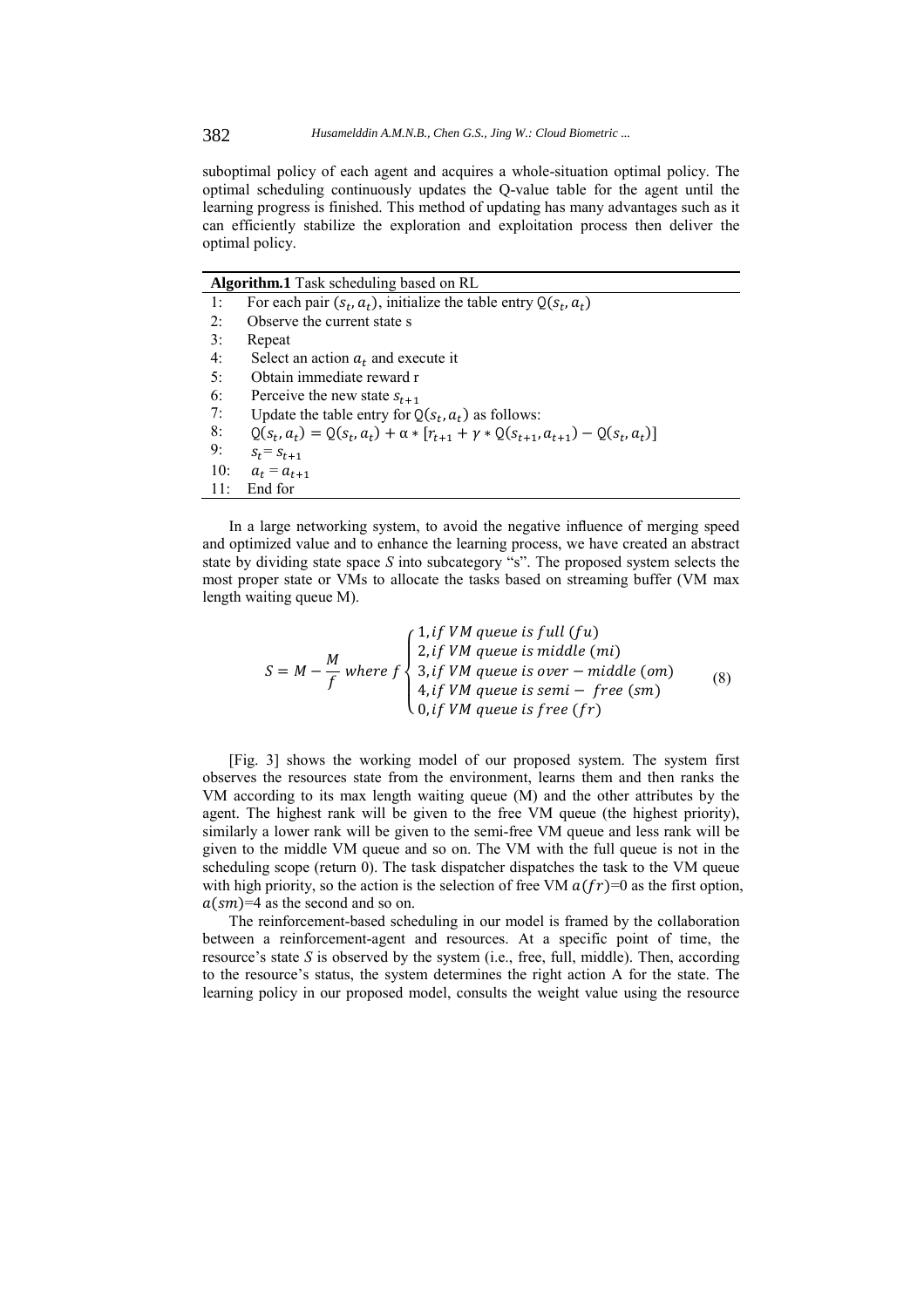suboptimal policy of each agent and acquires a whole-situation optimal policy. The optimal scheduling continuously updates the Q-value table for the agent until the learning progress is finished. This method of updating has many advantages such as it can efficiently stabilize the exploration and exploitation process then deliver the optimal policy.

**Algorithm.1** Task scheduling based on RL

```
1:   For each pair (s_t, a_t), initialize the table entry Q(s_t, a_t)
2:   Observe the current state s
3:   Repeat
4:     Select an action a_t and execute it
5:     Obtain immediate reward r
6:     Perceive the new state s_{t+1}
7:     Update the table entry for Q(s_t, a_t) as follows:
8:     Q(s_t, a_t) = Q(s_t, a_t) + α * [r_{t+1} + γ * Q(s_{t+1}, a_{t+1}) − Q(s_t, a_t)]
9:     s_t = s_{t+1}
10:    a_t = a_{t+1}
11:  End for
```

In a large networking system, to avoid the negative influence of merging speed and optimized value and to enhance the learning process, we have created an abstract state by dividing state space $S$ into subcategory "s". The proposed system selects the most proper state or VMs to allocate the tasks based on streaming buffer (VM max length waiting queue M).

$$S = M - \frac{M}{f} \text{ where } f \begin{cases} 1, if\ VM\ queue\ is\ full\ (fu) \\ 2, if\ VM\ queue\ is\ middle\ (mi) \\ 3, if\ VM\ queue\ is\ over-middle\ (om) \\ 4, if\ VM\ queue\ is\ semi-\ free\ (sm) \\ 0, if\ VM\ queue\ is\ free\ (fr) \end{cases} \quad (8)$$

[Fig. 3] shows the working model of our proposed system. The system first observes the resources state from the environment, learns them and then ranks the VM according to its max length waiting queue (M) and the other attributes by the agent. The highest rank will be given to the free VM queue (the highest priority), similarly a lower rank will be given to the semi-free VM queue and less rank will be given to the middle VM queue and so on. The VM with the full queue is not in the scheduling scope (return 0). The task dispatcher dispatches the task to the VM queue with high priority, so the action is the selection of free VM $a(fr)$=0 as the first option, $a(sm)$=4 as the second and so on.

The reinforcement-based scheduling in our model is framed by the collaboration between a reinforcement-agent and resources. At a specific point of time, the resource's state $S$ is observed by the system (i.e., free, full, middle). Then, according to the resource's status, the system determines the right action A for the state. The learning policy in our proposed model, consults the weight value using the resource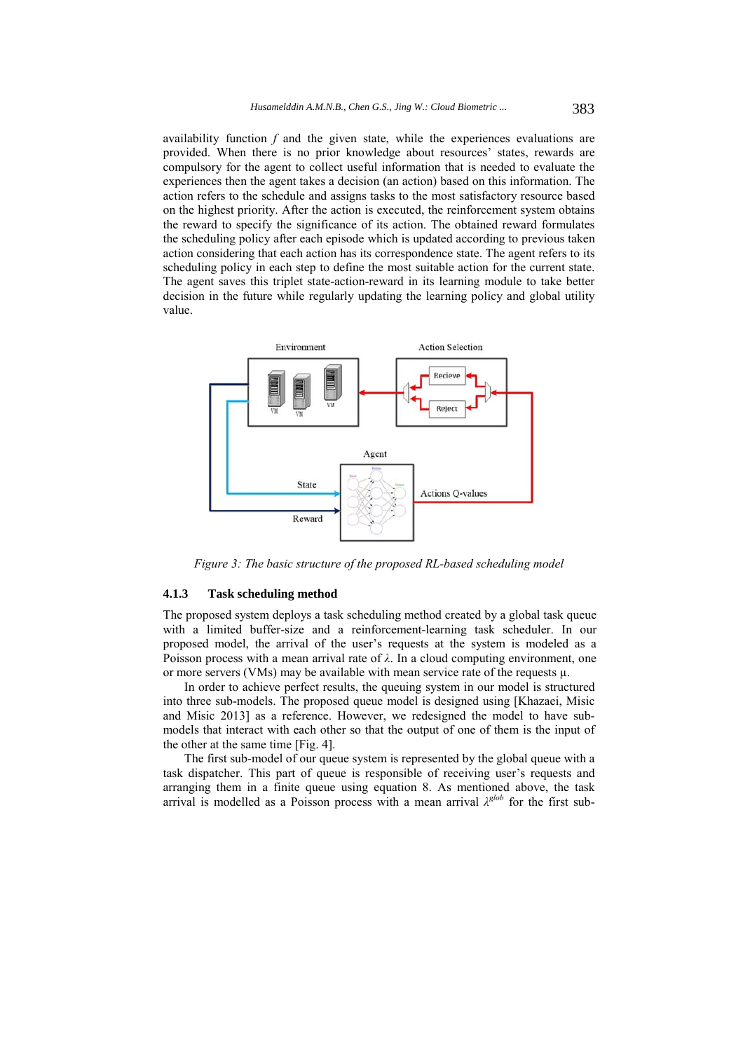availability function *f* and the given state, while the experiences evaluations are provided. When there is no prior knowledge about resources' states, rewards are compulsory for the agent to collect useful information that is needed to evaluate the experiences then the agent takes a decision (an action) based on this information. The action refers to the schedule and assigns tasks to the most satisfactory resource based on the highest priority. After the action is executed, the reinforcement system obtains the reward to specify the significance of its action. The obtained reward formulates the scheduling policy after each episode which is updated according to previous taken action considering that each action has its correspondence state. The agent refers to its scheduling policy in each step to define the most suitable action for the current state. The agent saves this triplet state-action-reward in its learning module to take better decision in the future while regularly updating the learning policy and global utility value.

*Figure 3: The basic structure of the proposed RL-based scheduling model*

#### 4.1.3 Task scheduling method

The proposed system deploys a task scheduling method created by a global task queue with a limited buffer-size and a reinforcement-learning task scheduler. In our proposed model, the arrival of the user's requests at the system is modeled as a Poisson process with a mean arrival rate of $\lambda$. In a cloud computing environment, one or more servers (VMs) may be available with mean service rate of the requests $\mu$.

In order to achieve perfect results, the queuing system in our model is structured into three sub-models. The proposed queue model is designed using [Khazaei, Misic and Misic 2013] as a reference. However, we redesigned the model to have sub-models that interact with each other so that the output of one of them is the input of the other at the same time [Fig. 4].

The first sub-model of our queue system is represented by the global queue with a task dispatcher. This part of queue is responsible of receiving user's requests and arranging them in a finite queue using equation 8. As mentioned above, the task arrival is modelled as a Poisson process with a mean arrival $\lambda^{glob}$ for the first sub-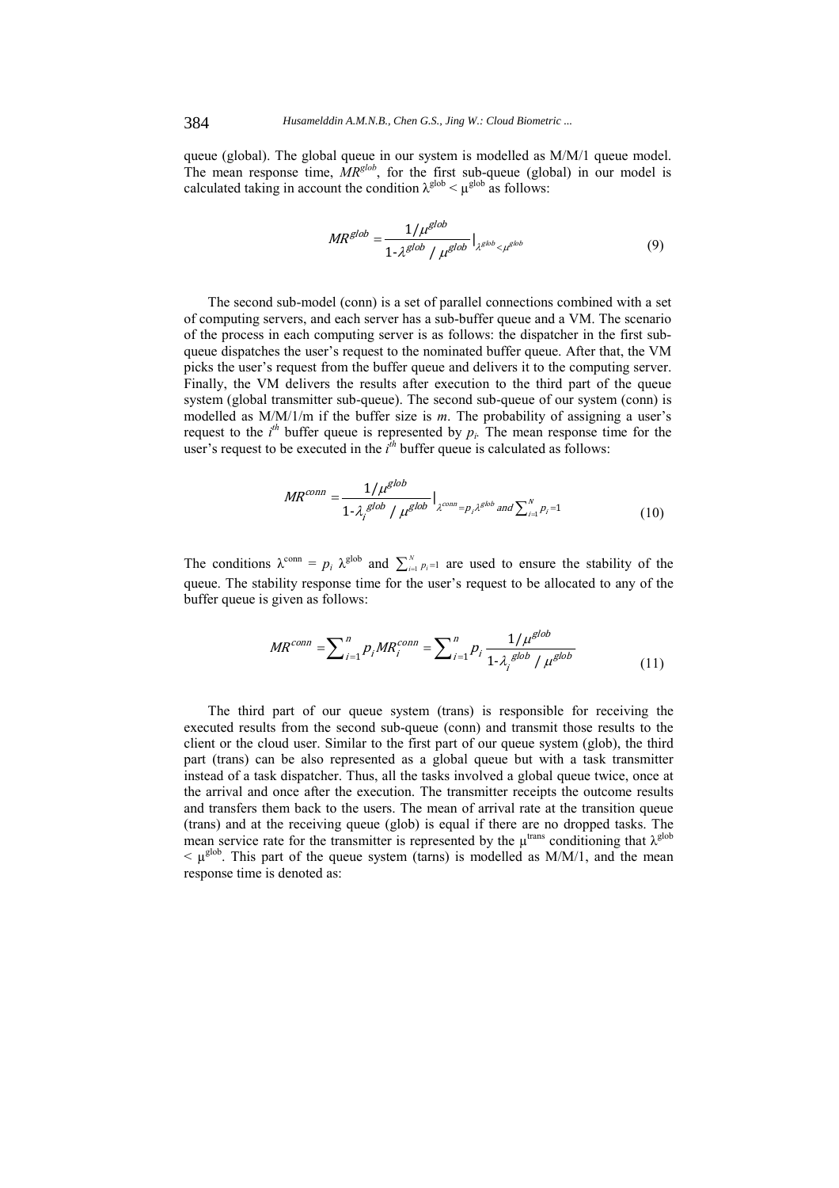queue (global). The global queue in our system is modelled as M/M/1 queue model. The mean response time, $MR^{glob}$, for the first sub-queue (global) in our model is calculated taking in account the condition $\lambda^{glob} < \mu^{glob}$ as follows:

$$MR^{glob} = \frac{1/\mu^{glob}}{1\text{-}\lambda^{glob} \;/\; \mu^{glob}} \Big|_{\lambda^{glob} < \mu^{glob}} \tag{9}$$

The second sub-model (conn) is a set of parallel connections combined with a set of computing servers, and each server has a sub-buffer queue and a VM. The scenario of the process in each computing server is as follows: the dispatcher in the first sub-queue dispatches the user's request to the nominated buffer queue. After that, the VM picks the user's request from the buffer queue and delivers it to the computing server. Finally, the VM delivers the results after execution to the third part of the queue system (global transmitter sub-queue). The second sub-queue of our system (conn) is modelled as M/M/1/m if the buffer size is *m*. The probability of assigning a user's request to the $i^{th}$ buffer queue is represented by $p_i$. The mean response time for the user's request to be executed in the $i^{th}$ buffer queue is calculated as follows:

$$MR^{conn} = \frac{1/\mu^{glob}}{1\text{-}\lambda_i^{glob} \;/\; \mu^{glob}} \Big|_{\lambda^{conn} = p_i \lambda^{glob} \text{ and } \sum_{i=1}^{N} p_i = 1} \tag{10}$$

The conditions $\lambda^{conn} = p_i \ \lambda^{glob}$ and $\sum_{i=1}^{N} p_i = 1$ are used to ensure the stability of the queue. The stability response time for the user's request to be allocated to any of the buffer queue is given as follows:

$$MR^{conn} = \sum_{i=1}^{n} p_i MR_i^{conn} = \sum_{i=1}^{n} p_i \frac{1/\mu^{glob}}{1\text{-}\lambda_i^{glob} \;/\; \mu^{glob}} \tag{11}$$

The third part of our queue system (trans) is responsible for receiving the executed results from the second sub-queue (conn) and transmit those results to the client or the cloud user. Similar to the first part of our queue system (glob), the third part (trans) can be also represented as a global queue but with a task transmitter instead of a task dispatcher. Thus, all the tasks involved a global queue twice, once at the arrival and once after the execution. The transmitter receipts the outcome results and transfers them back to the users. The mean of arrival rate at the transition queue (trans) and at the receiving queue (glob) is equal if there are no dropped tasks. The mean service rate for the transmitter is represented by the $\mu^{trans}$ conditioning that $\lambda^{glob} < \mu^{glob}$. This part of the queue system (tarns) is modelled as M/M/1, and the mean response time is denoted as: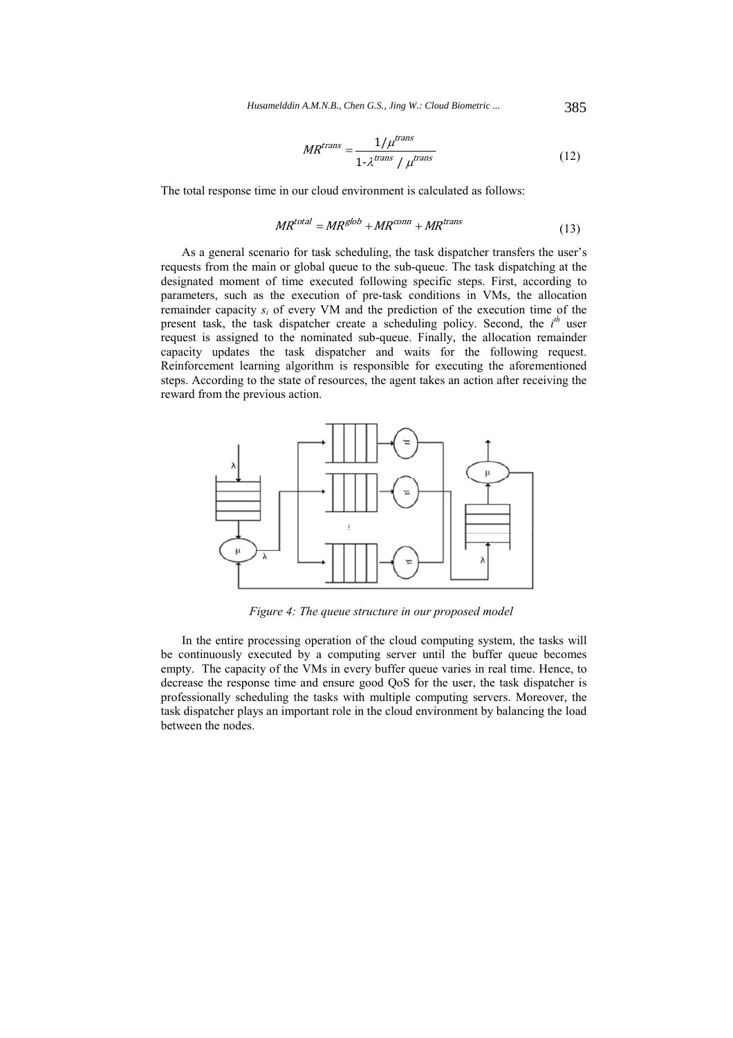$$MR^{trans} = \frac{1/\mu^{trans}}{1\text{-}\lambda^{trans} / \mu^{trans}} \tag{12}$$

The total response time in our cloud environment is calculated as follows:

$$MR^{total} = MR^{glob} + MR^{conn} + MR^{trans} \tag{13}$$

As a general scenario for task scheduling, the task dispatcher transfers the user's requests from the main or global queue to the sub-queue. The task dispatching at the designated moment of time executed following specific steps. First, according to parameters, such as the execution of pre-task conditions in VMs, the allocation remainder capacity $s_i$ of every VM and the prediction of the execution time of the present task, the task dispatcher create a scheduling policy. Second, the $i^{th}$ user request is assigned to the nominated sub-queue. Finally, the allocation remainder capacity updates the task dispatcher and waits for the following request. Reinforcement learning algorithm is responsible for executing the aforementioned steps. According to the state of resources, the agent takes an action after receiving the reward from the previous action.

*Figure 4: The queue structure in our proposed model*

In the entire processing operation of the cloud computing system, the tasks will be continuously executed by a computing server until the buffer queue becomes empty. The capacity of the VMs in every buffer queue varies in real time. Hence, to decrease the response time and ensure good QoS for the user, the task dispatcher is professionally scheduling the tasks with multiple computing servers. Moreover, the task dispatcher plays an important role in the cloud environment by balancing the load between the nodes.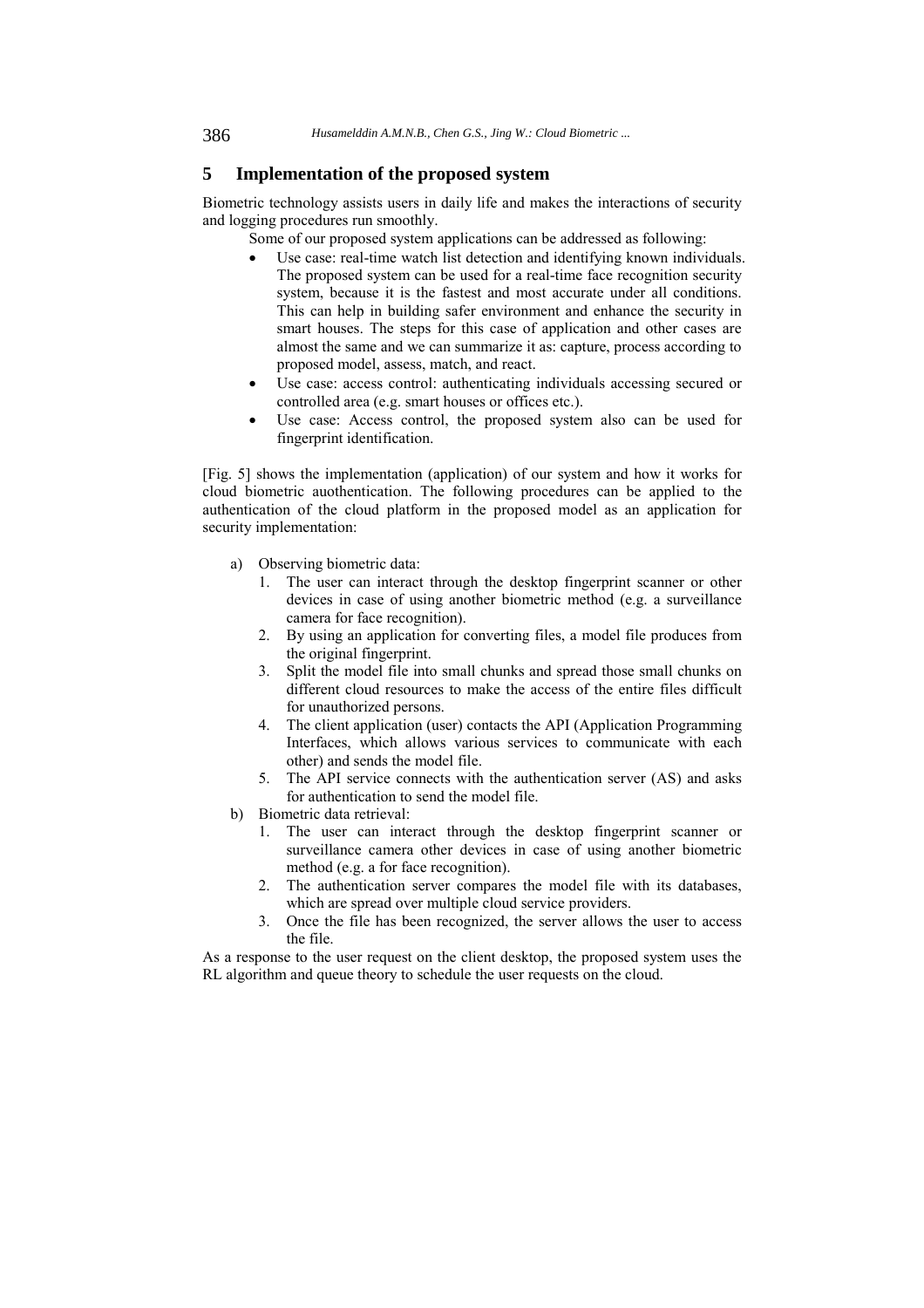## 5 Implementation of the proposed system

Biometric technology assists users in daily life and makes the interactions of security and logging procedures run smoothly.

Some of our proposed system applications can be addressed as following:

- Use case: real-time watch list detection and identifying known individuals. The proposed system can be used for a real-time face recognition security system, because it is the fastest and most accurate under all conditions. This can help in building safer environment and enhance the security in smart houses. The steps for this case of application and other cases are almost the same and we can summarize it as: capture, process according to proposed model, assess, match, and react.
- Use case: access control: authenticating individuals accessing secured or controlled area (e.g. smart houses or offices etc.).
- Use case: Access control, the proposed system also can be used for fingerprint identification.

[Fig. 5] shows the implementation (application) of our system and how it works for cloud biometric auothentication. The following procedures can be applied to the authentication of the cloud platform in the proposed model as an application for security implementation:

a) Observing biometric data:
   1. The user can interact through the desktop fingerprint scanner or other devices in case of using another biometric method (e.g. a surveillance camera for face recognition).
   2. By using an application for converting files, a model file produces from the original fingerprint.
   3. Split the model file into small chunks and spread those small chunks on different cloud resources to make the access of the entire files difficult for unauthorized persons.
   4. The client application (user) contacts the API (Application Programming Interfaces, which allows various services to communicate with each other) and sends the model file.
   5. The API service connects with the authentication server (AS) and asks for authentication to send the model file.

b) Biometric data retrieval:
   1. The user can interact through the desktop fingerprint scanner or surveillance camera other devices in case of using another biometric method (e.g. a for face recognition).
   2. The authentication server compares the model file with its databases, which are spread over multiple cloud service providers.
   3. Once the file has been recognized, the server allows the user to access the file.

As a response to the user request on the client desktop, the proposed system uses the RL algorithm and queue theory to schedule the user requests on the cloud.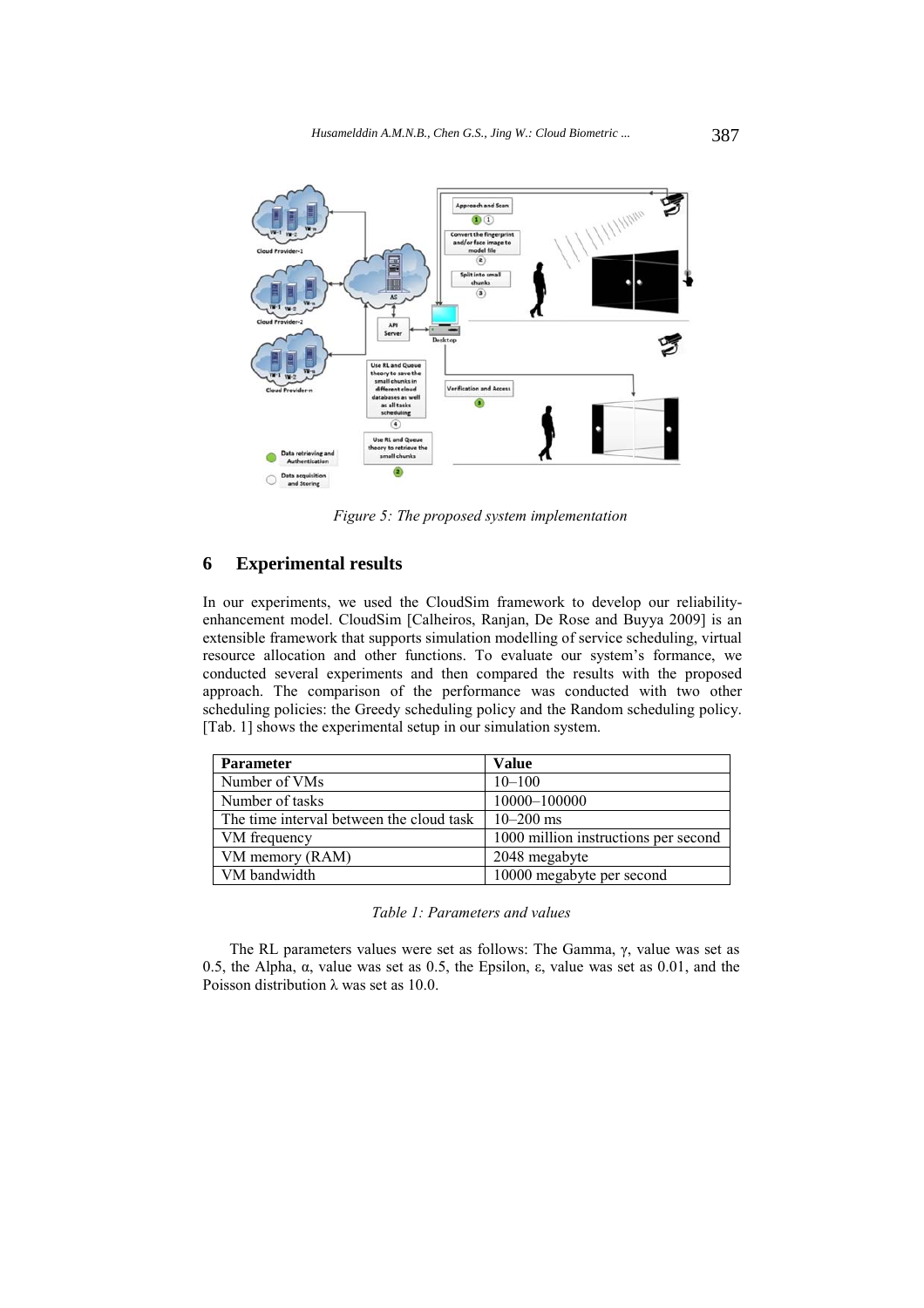*Figure 5: The proposed system implementation*

## 6 Experimental results

In our experiments, we used the CloudSim framework to develop our reliability-enhancement model. CloudSim [Calheiros, Ranjan, De Rose and Buyya 2009] is an extensible framework that supports simulation modelling of service scheduling, virtual resource allocation and other functions. To evaluate our system's formance, we conducted several experiments and then compared the results with the proposed approach. The comparison of the performance was conducted with two other scheduling policies: the Greedy scheduling policy and the Random scheduling policy. [Tab. 1] shows the experimental setup in our simulation system.

| Parameter | Value |
| --- | --- |
| Number of VMs | 10–100 |
| Number of tasks | 10000–100000 |
| The time interval between the cloud task | 10–200 ms |
| VM frequency | 1000 million instructions per second |
| VM memory (RAM) | 2048 megabyte |
| VM bandwidth | 10000 megabyte per second |

*Table 1: Parameters and values*

The RL parameters values were set as follows: The Gamma, $\gamma$, value was set as 0.5, the Alpha, $\alpha$, value was set as 0.5, the Epsilon, $\varepsilon$, value was set as 0.01, and the Poisson distribution $\lambda$ was set as 10.0.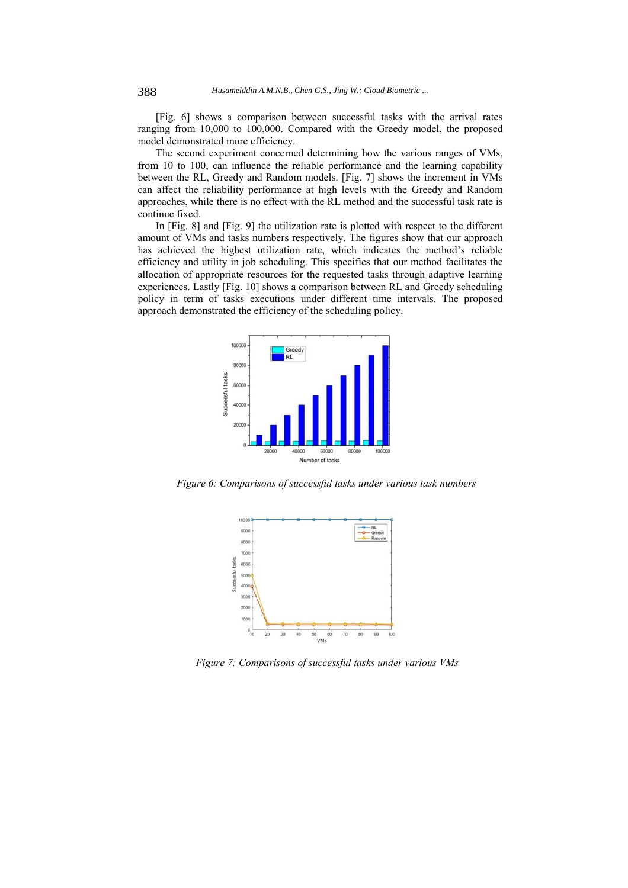[Fig. 6] shows a comparison between successful tasks with the arrival rates ranging from 10,000 to 100,000. Compared with the Greedy model, the proposed model demonstrated more efficiency.

The second experiment concerned determining how the various ranges of VMs, from 10 to 100, can influence the reliable performance and the learning capability between the RL, Greedy and Random models. [Fig. 7] shows the increment in VMs can affect the reliability performance at high levels with the Greedy and Random approaches, while there is no effect with the RL method and the successful task rate is continue fixed.

In [Fig. 8] and [Fig. 9] the utilization rate is plotted with respect to the different amount of VMs and tasks numbers respectively. The figures show that our approach has achieved the highest utilization rate, which indicates the method's reliable efficiency and utility in job scheduling. This specifies that our method facilitates the allocation of appropriate resources for the requested tasks through adaptive learning experiences. Lastly [Fig. 10] shows a comparison between RL and Greedy scheduling policy in term of tasks executions under different time intervals. The proposed approach demonstrated the efficiency of the scheduling policy.

*Figure 6: Comparisons of successful tasks under various task numbers*

*Figure 7: Comparisons of successful tasks under various VMs*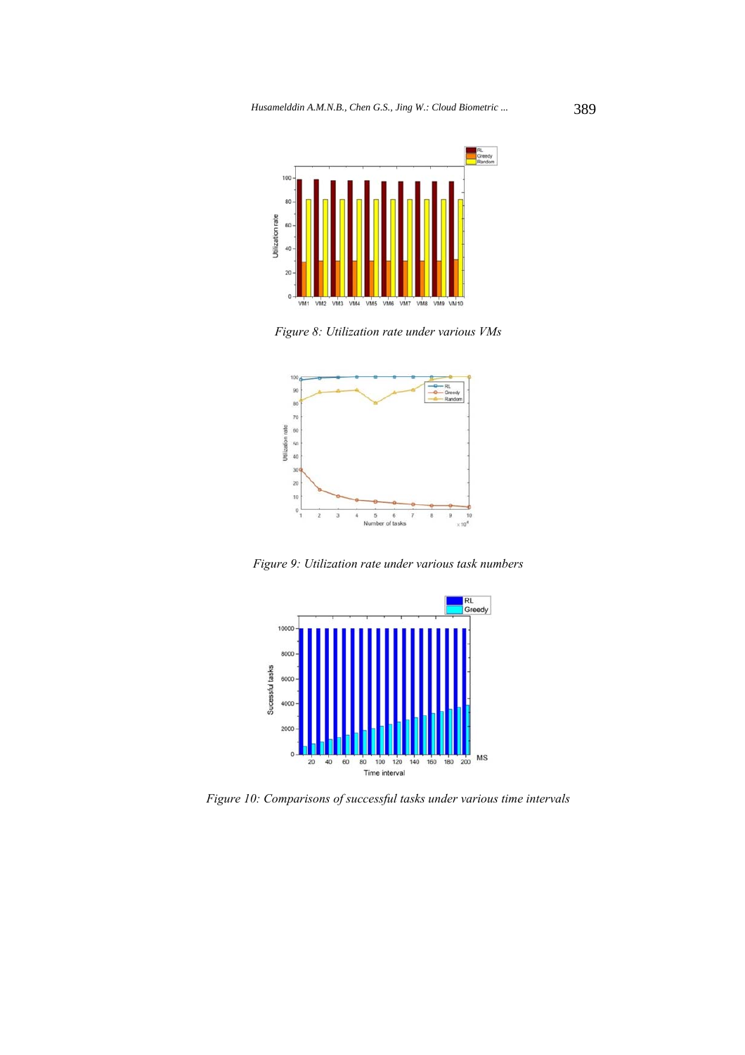*Figure 8: Utilization rate under various VMs*

*Figure 9: Utilization rate under various task numbers*

*Figure 10: Comparisons of successful tasks under various time intervals*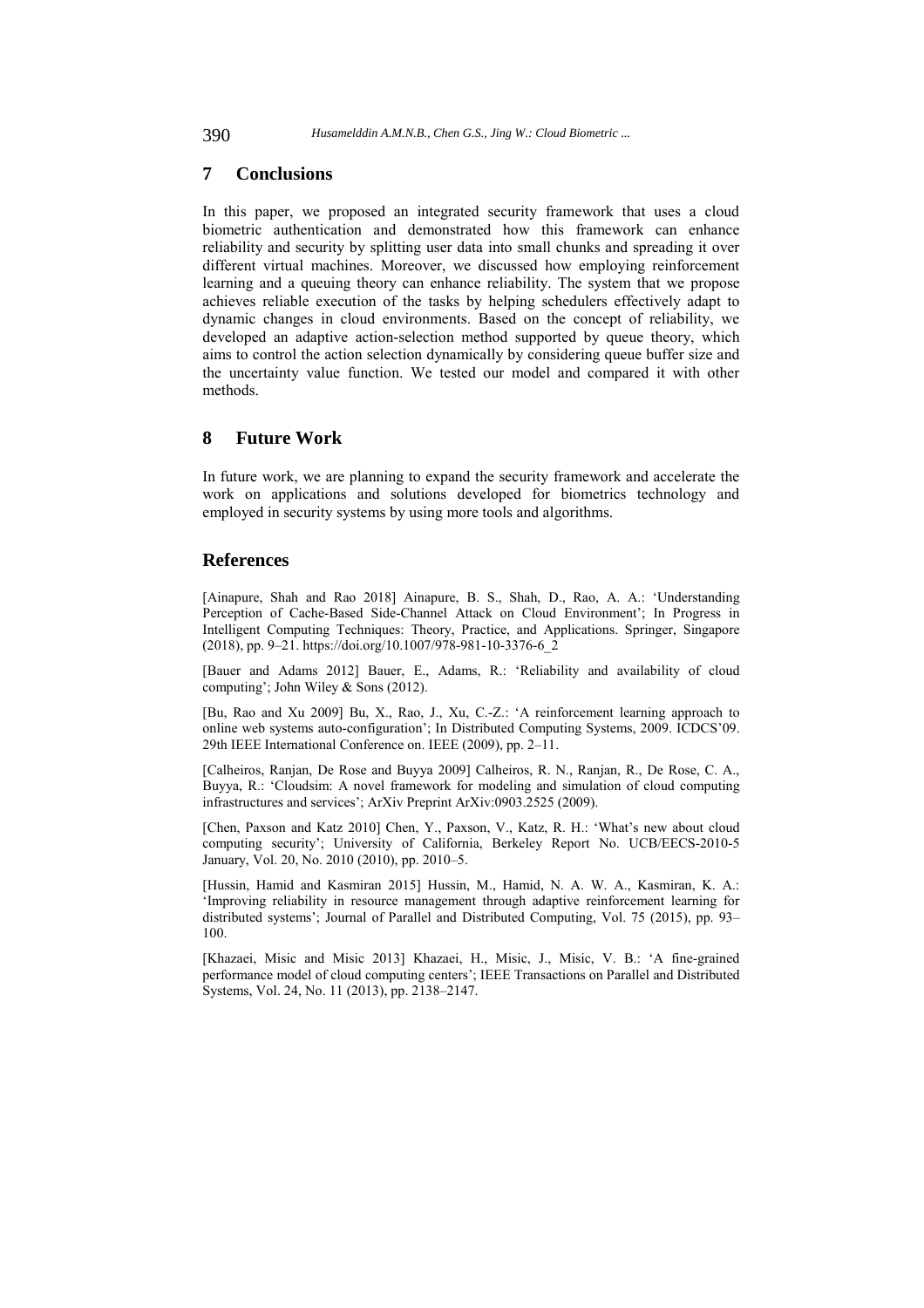## 7 Conclusions

In this paper, we proposed an integrated security framework that uses a cloud biometric authentication and demonstrated how this framework can enhance reliability and security by splitting user data into small chunks and spreading it over different virtual machines. Moreover, we discussed how employing reinforcement learning and a queuing theory can enhance reliability. The system that we propose achieves reliable execution of the tasks by helping schedulers effectively adapt to dynamic changes in cloud environments. Based on the concept of reliability, we developed an adaptive action-selection method supported by queue theory, which aims to control the action selection dynamically by considering queue buffer size and the uncertainty value function. We tested our model and compared it with other methods.

## 8 Future Work

In future work, we are planning to expand the security framework and accelerate the work on applications and solutions developed for biometrics technology and employed in security systems by using more tools and algorithms.

## References

[Ainapure, Shah and Rao 2018] Ainapure, B. S., Shah, D., Rao, A. A.: 'Understanding Perception of Cache-Based Side-Channel Attack on Cloud Environment'; In Progress in Intelligent Computing Techniques: Theory, Practice, and Applications. Springer, Singapore (2018), pp. 9–21. https://doi.org/10.1007/978-981-10-3376-6_2

[Bauer and Adams 2012] Bauer, E., Adams, R.: 'Reliability and availability of cloud computing'; John Wiley & Sons (2012).

[Bu, Rao and Xu 2009] Bu, X., Rao, J., Xu, C.-Z.: 'A reinforcement learning approach to online web systems auto-configuration'; In Distributed Computing Systems, 2009. ICDCS'09. 29th IEEE International Conference on. IEEE (2009), pp. 2–11.

[Calheiros, Ranjan, De Rose and Buyya 2009] Calheiros, R. N., Ranjan, R., De Rose, C. A., Buyya, R.: 'Cloudsim: A novel framework for modeling and simulation of cloud computing infrastructures and services'; ArXiv Preprint ArXiv:0903.2525 (2009).

[Chen, Paxson and Katz 2010] Chen, Y., Paxson, V., Katz, R. H.: 'What's new about cloud computing security'; University of California, Berkeley Report No. UCB/EECS-2010-5 January, Vol. 20, No. 2010 (2010), pp. 2010–5.

[Hussin, Hamid and Kasmiran 2015] Hussin, M., Hamid, N. A. W. A., Kasmiran, K. A.: 'Improving reliability in resource management through adaptive reinforcement learning for distributed systems'; Journal of Parallel and Distributed Computing, Vol. 75 (2015), pp. 93–100.

[Khazaei, Misic and Misic 2013] Khazaei, H., Misic, J., Misic, V. B.: 'A fine-grained performance model of cloud computing centers'; IEEE Transactions on Parallel and Distributed Systems, Vol. 24, No. 11 (2013), pp. 2138–2147.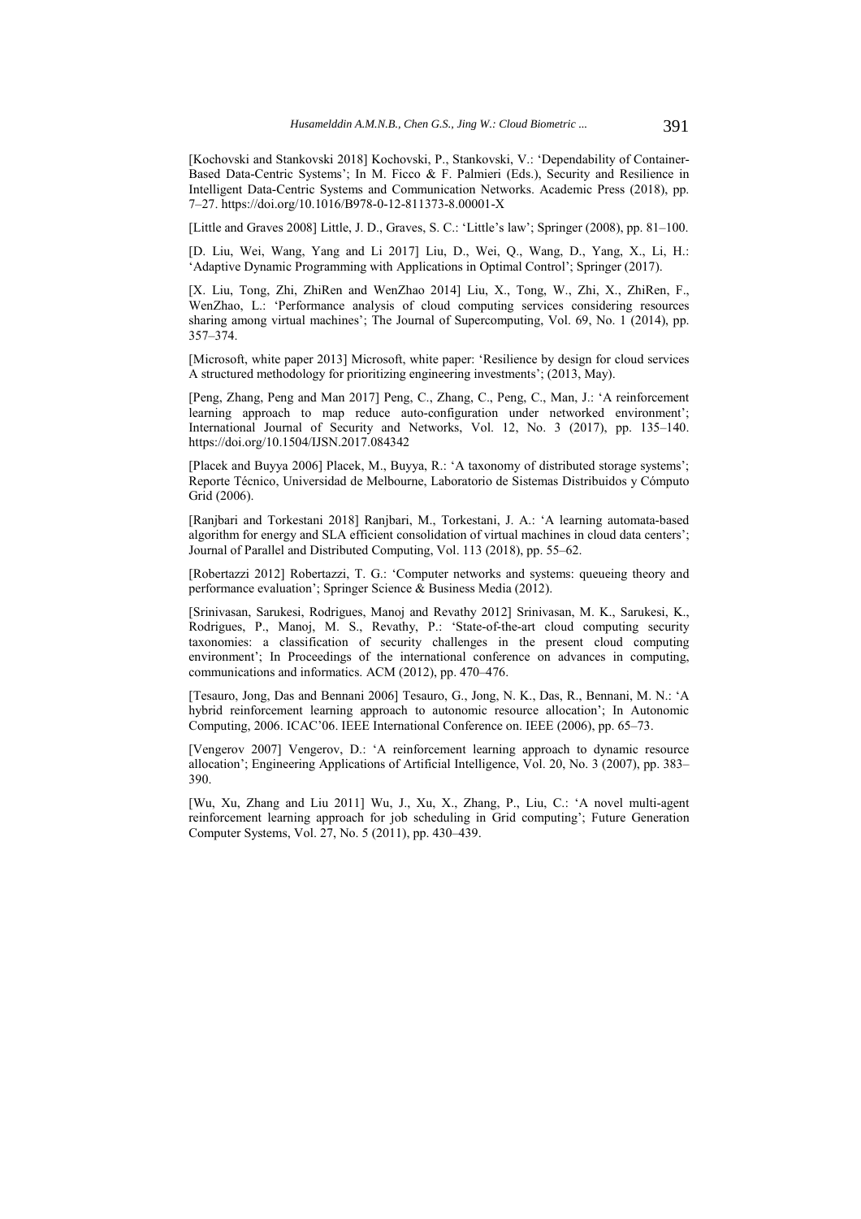[Kochovski and Stankovski 2018] Kochovski, P., Stankovski, V.: 'Dependability of Container-Based Data-Centric Systems'; In M. Ficco & F. Palmieri (Eds.), Security and Resilience in Intelligent Data-Centric Systems and Communication Networks. Academic Press (2018), pp. 7–27. https://doi.org/10.1016/B978-0-12-811373-8.00001-X

[Little and Graves 2008] Little, J. D., Graves, S. C.: 'Little's law'; Springer (2008), pp. 81–100.

[D. Liu, Wei, Wang, Yang and Li 2017] Liu, D., Wei, Q., Wang, D., Yang, X., Li, H.: 'Adaptive Dynamic Programming with Applications in Optimal Control'; Springer (2017).

[X. Liu, Tong, Zhi, ZhiRen and WenZhao 2014] Liu, X., Tong, W., Zhi, X., ZhiRen, F., WenZhao, L.: 'Performance analysis of cloud computing services considering resources sharing among virtual machines'; The Journal of Supercomputing, Vol. 69, No. 1 (2014), pp. 357–374.

[Microsoft, white paper 2013] Microsoft, white paper: 'Resilience by design for cloud services A structured methodology for prioritizing engineering investments'; (2013, May).

[Peng, Zhang, Peng and Man 2017] Peng, C., Zhang, C., Peng, C., Man, J.: 'A reinforcement learning approach to map reduce auto-configuration under networked environment'; International Journal of Security and Networks, Vol. 12, No. 3 (2017), pp. 135–140. https://doi.org/10.1504/IJSN.2017.084342

[Placek and Buyya 2006] Placek, M., Buyya, R.: 'A taxonomy of distributed storage systems'; Reporte Técnico, Universidad de Melbourne, Laboratorio de Sistemas Distribuidos y Cómputo Grid (2006).

[Ranjbari and Torkestani 2018] Ranjbari, M., Torkestani, J. A.: 'A learning automata-based algorithm for energy and SLA efficient consolidation of virtual machines in cloud data centers'; Journal of Parallel and Distributed Computing, Vol. 113 (2018), pp. 55–62.

[Robertazzi 2012] Robertazzi, T. G.: 'Computer networks and systems: queueing theory and performance evaluation'; Springer Science & Business Media (2012).

[Srinivasan, Sarukesi, Rodrigues, Manoj and Revathy 2012] Srinivasan, M. K., Sarukesi, K., Rodrigues, P., Manoj, M. S., Revathy, P.: 'State-of-the-art cloud computing security taxonomies: a classification of security challenges in the present cloud computing environment'; In Proceedings of the international conference on advances in computing, communications and informatics. ACM (2012), pp. 470–476.

[Tesauro, Jong, Das and Bennani 2006] Tesauro, G., Jong, N. K., Das, R., Bennani, M. N.: 'A hybrid reinforcement learning approach to autonomic resource allocation'; In Autonomic Computing, 2006. ICAC'06. IEEE International Conference on. IEEE (2006), pp. 65–73.

[Vengerov 2007] Vengerov, D.: 'A reinforcement learning approach to dynamic resource allocation'; Engineering Applications of Artificial Intelligence, Vol. 20, No. 3 (2007), pp. 383–390.

[Wu, Xu, Zhang and Liu 2011] Wu, J., Xu, X., Zhang, P., Liu, C.: 'A novel multi-agent reinforcement learning approach for job scheduling in Grid computing'; Future Generation Computer Systems, Vol. 27, No. 5 (2011), pp. 430–439.